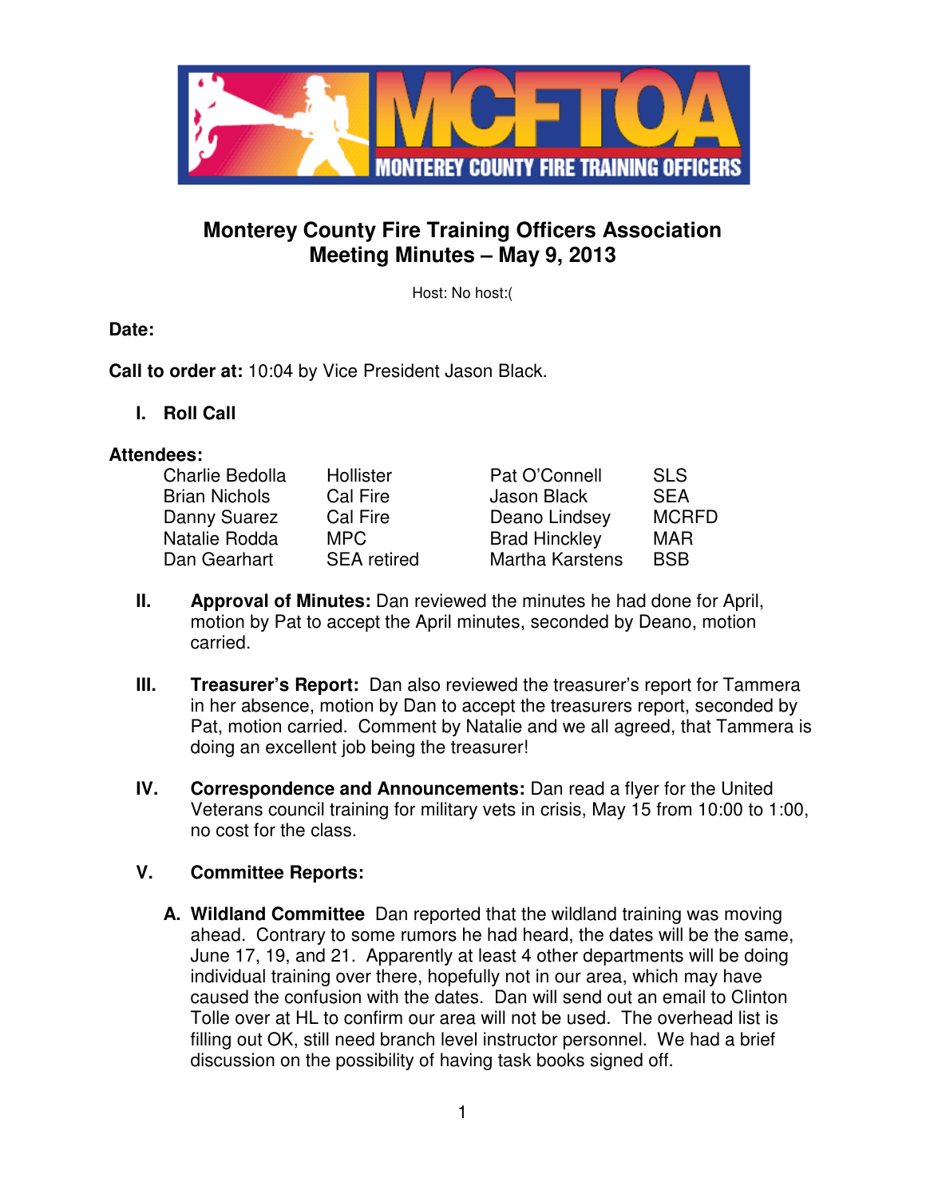# Monterey County Fire Training Officers Association
## Meeting Minutes – May 9, 2013

Host: No host:(

**Date:**

**Call to order at:** 10:04 by Vice President Jason Black.

**I. Roll Call**

**Attendees:**

| | | | |
|---|---|---|---|
| Charlie Bedolla | Hollister | Pat O'Connell | SLS |
| Brian Nichols | Cal Fire | Jason Black | SEA |
| Danny Suarez | Cal Fire | Deano Lindsey | MCRFD |
| Natalie Rodda | MPC | Brad Hinckley | MAR |
| Dan Gearhart | SEA retired | Martha Karstens | BSB |

**II. Approval of Minutes:** Dan reviewed the minutes he had done for April, motion by Pat to accept the April minutes, seconded by Deano, motion carried.

**III. Treasurer's Report:** Dan also reviewed the treasurer's report for Tammera in her absence, motion by Dan to accept the treasurers report, seconded by Pat, motion carried. Comment by Natalie and we all agreed, that Tammera is doing an excellent job being the treasurer!

**IV. Correspondence and Announcements:** Dan read a flyer for the United Veterans council training for military vets in crisis, May 15 from 10:00 to 1:00, no cost for the class.

**V. Committee Reports:**

**A. Wildland Committee** Dan reported that the wildland training was moving ahead. Contrary to some rumors he had heard, the dates will be the same, June 17, 19, and 21. Apparently at least 4 other departments will be doing individual training over there, hopefully not in our area, which may have caused the confusion with the dates. Dan will send out an email to Clinton Tolle over at HL to confirm our area will not be used. The overhead list is filling out OK, still need branch level instructor personnel. We had a brief discussion on the possibility of having task books signed off.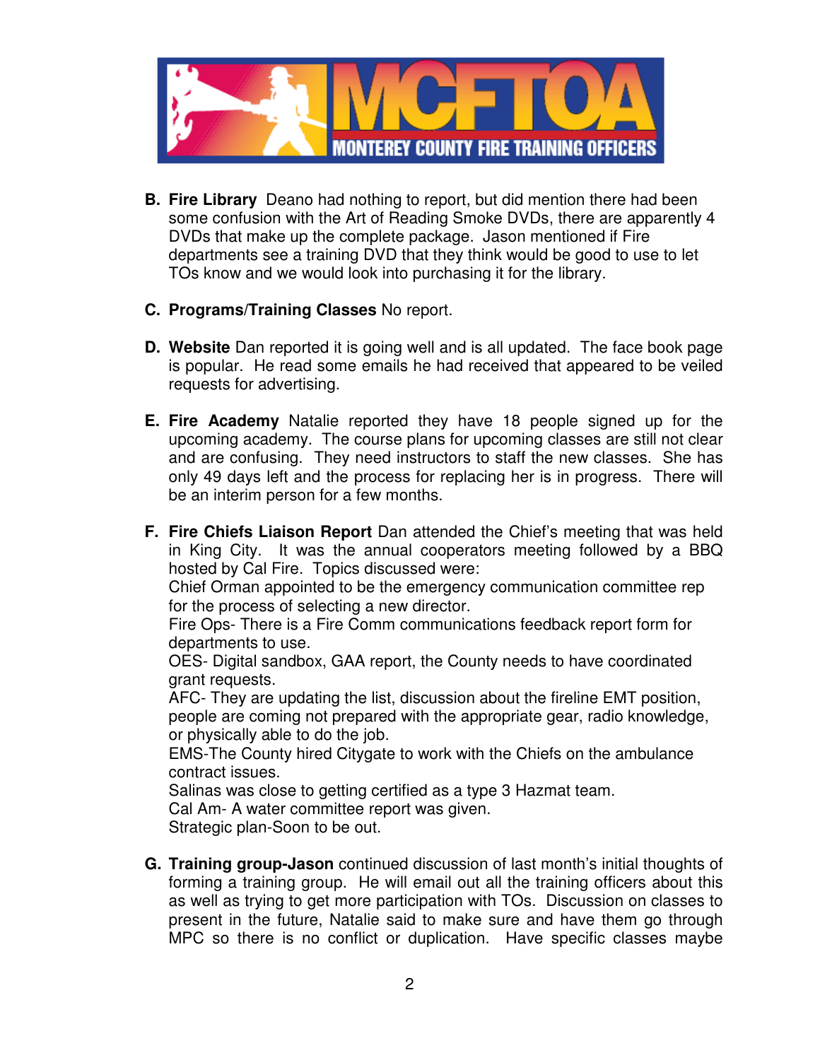B. **Fire Library** Deano had nothing to report, but did mention there had been some confusion with the Art of Reading Smoke DVDs, there are apparently 4 DVDs that make up the complete package. Jason mentioned if Fire departments see a training DVD that they think would be good to use to let TOs know and we would look into purchasing it for the library.

C. **Programs/Training Classes** No report.

D. **Website** Dan reported it is going well and is all updated. The face book page is popular. He read some emails he had received that appeared to be veiled requests for advertising.

E. **Fire Academy** Natalie reported they have 18 people signed up for the upcoming academy. The course plans for upcoming classes are still not clear and are confusing. They need instructors to staff the new classes. She has only 49 days left and the process for replacing her is in progress. There will be an interim person for a few months.

F. **Fire Chiefs Liaison Report** Dan attended the Chief's meeting that was held in King City. It was the annual cooperators meeting followed by a BBQ hosted by Cal Fire. Topics discussed were:
Chief Orman appointed to be the emergency communication committee rep for the process of selecting a new director.
Fire Ops- There is a Fire Comm communications feedback report form for departments to use.
OES- Digital sandbox, GAA report, the County needs to have coordinated grant requests.
AFC- They are updating the list, discussion about the fireline EMT position, people are coming not prepared with the appropriate gear, radio knowledge, or physically able to do the job.
EMS-The County hired Citygate to work with the Chiefs on the ambulance contract issues.
Salinas was close to getting certified as a type 3 Hazmat team.
Cal Am- A water committee report was given.
Strategic plan-Soon to be out.

G. **Training group-Jason** continued discussion of last month's initial thoughts of forming a training group. He will email out all the training officers about this as well as trying to get more participation with TOs. Discussion on classes to present in the future, Natalie said to make sure and have them go through MPC so there is no conflict or duplication. Have specific classes maybe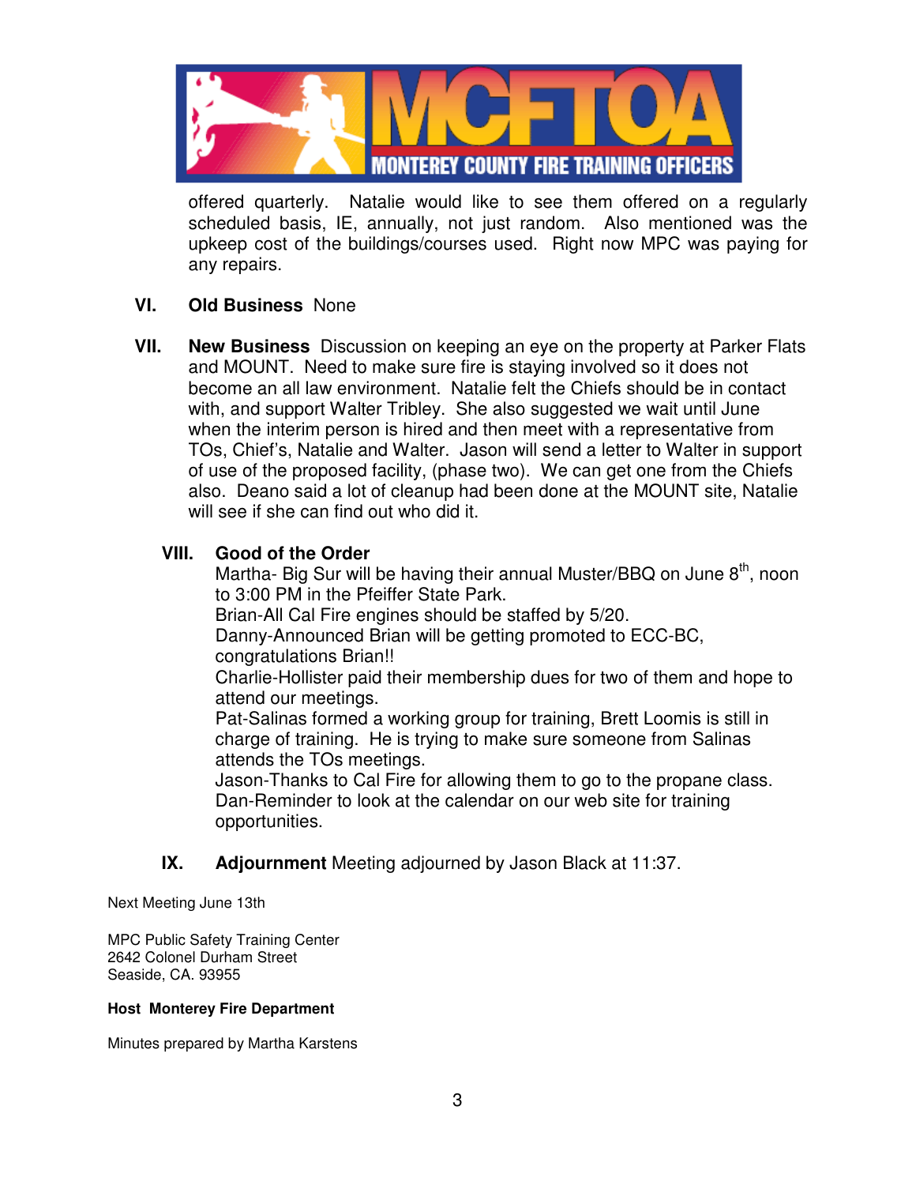offered quarterly. Natalie would like to see them offered on a regularly scheduled basis, IE, annually, not just random. Also mentioned was the upkeep cost of the buildings/courses used. Right now MPC was paying for any repairs.

**VI. Old Business** None

**VII. New Business** Discussion on keeping an eye on the property at Parker Flats and MOUNT. Need to make sure fire is staying involved so it does not become an all law environment. Natalie felt the Chiefs should be in contact with, and support Walter Tribley. She also suggested we wait until June when the interim person is hired and then meet with a representative from TOs, Chief's, Natalie and Walter. Jason will send a letter to Walter in support of use of the proposed facility, (phase two). We can get one from the Chiefs also. Deano said a lot of cleanup had been done at the MOUNT site, Natalie will see if she can find out who did it.

**VIII. Good of the Order**

Martha- Big Sur will be having their annual Muster/BBQ on June 8th, noon to 3:00 PM in the Pfeiffer State Park.
Brian-All Cal Fire engines should be staffed by 5/20.
Danny-Announced Brian will be getting promoted to ECC-BC, congratulations Brian!!
Charlie-Hollister paid their membership dues for two of them and hope to attend our meetings.
Pat-Salinas formed a working group for training, Brett Loomis is still in charge of training. He is trying to make sure someone from Salinas attends the TOs meetings.
Jason-Thanks to Cal Fire for allowing them to go to the propane class.
Dan-Reminder to look at the calendar on our web site for training opportunities.

**IX. Adjournment** Meeting adjourned by Jason Black at 11:37.

Next Meeting June 13th

MPC Public Safety Training Center
2642 Colonel Durham Street
Seaside, CA. 93955

**Host Monterey Fire Department**

Minutes prepared by Martha Karstens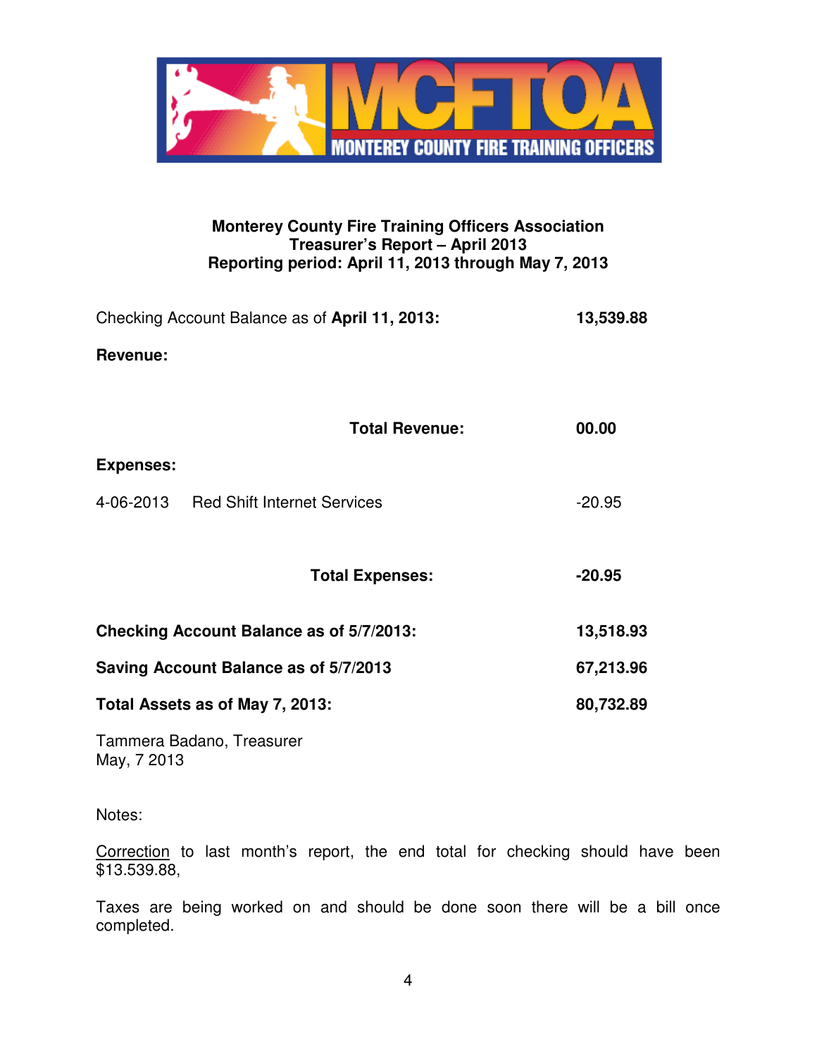**Monterey County Fire Training Officers Association**
**Treasurer's Report – April 2013**
**Reporting period: April 11, 2013 through May 7, 2013**

| | | |
|---|---|---|
| Checking Account Balance as of **April 11, 2013:** | | **13,539.88** |
| **Revenue:** | | |
| | **Total Revenue:** | **00.00** |
| **Expenses:** | | |
| 4-06-2013 | Red Shift Internet Services | -20.95 |
| | **Total Expenses:** | **-20.95** |
| **Checking Account Balance as of 5/7/2013:** | | **13,518.93** |
| **Saving Account Balance as of 5/7/2013** | | **67,213.96** |
| **Total Assets as of May 7, 2013:** | | **80,732.89** |

Tammera Badano, Treasurer
May, 7 2013

Notes:

Correction to last month's report, the end total for checking should have been $13.539.88,

Taxes are being worked on and should be done soon there will be a bill once completed.